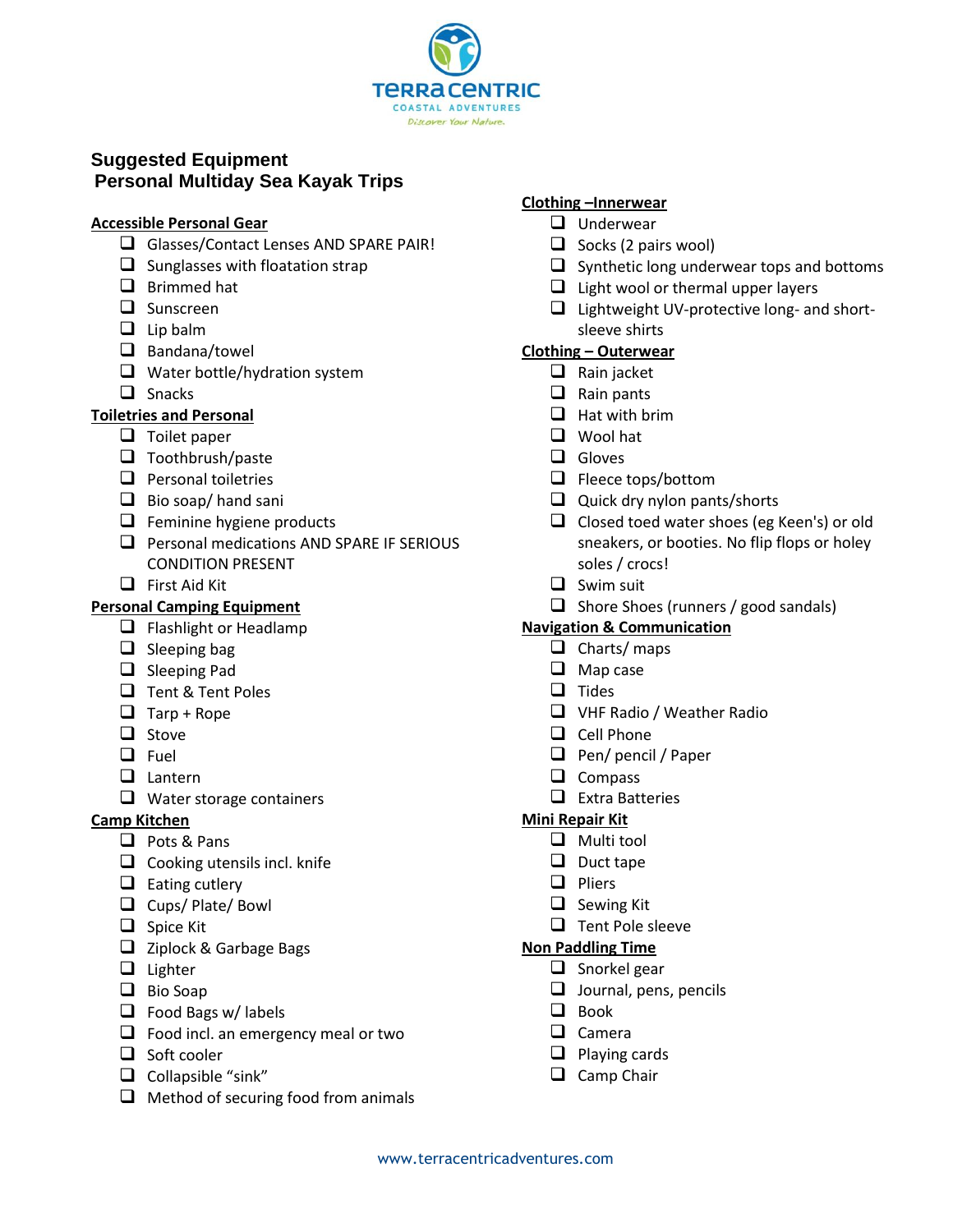TerraCentric
COASTAL ADVENTURES
Discover Your Nature.

# Suggested Equipment
## Personal Multiday Sea Kayak Trips

**Accessible Personal Gear**

- [ ] Glasses/Contact Lenses AND SPARE PAIR!
- [ ] Sunglasses with floatation strap
- [ ] Brimmed hat
- [ ] Sunscreen
- [ ] Lip balm
- [ ] Bandana/towel
- [ ] Water bottle/hydration system
- [ ] Snacks

**Toiletries and Personal**

- [ ] Toilet paper
- [ ] Toothbrush/paste
- [ ] Personal toiletries
- [ ] Bio soap/ hand sani
- [ ] Feminine hygiene products
- [ ] Personal medications AND SPARE IF SERIOUS CONDITION PRESENT
- [ ] First Aid Kit

**Personal Camping Equipment**

- [ ] Flashlight or Headlamp
- [ ] Sleeping bag
- [ ] Sleeping Pad
- [ ] Tent & Tent Poles
- [ ] Tarp + Rope
- [ ] Stove
- [ ] Fuel
- [ ] Lantern
- [ ] Water storage containers

**Camp Kitchen**

- [ ] Pots & Pans
- [ ] Cooking utensils incl. knife
- [ ] Eating cutlery
- [ ] Cups/ Plate/ Bowl
- [ ] Spice Kit
- [ ] Ziplock & Garbage Bags
- [ ] Lighter
- [ ] Bio Soap
- [ ] Food Bags w/ labels
- [ ] Food incl. an emergency meal or two
- [ ] Soft cooler
- [ ] Collapsible "sink"
- [ ] Method of securing food from animals

**Clothing –Innerwear**

- [ ] Underwear
- [ ] Socks (2 pairs wool)
- [ ] Synthetic long underwear tops and bottoms
- [ ] Light wool or thermal upper layers
- [ ] Lightweight UV-protective long- and short-sleeve shirts

**Clothing – Outerwear**

- [ ] Rain jacket
- [ ] Rain pants
- [ ] Hat with brim
- [ ] Wool hat
- [ ] Gloves
- [ ] Fleece tops/bottom
- [ ] Quick dry nylon pants/shorts
- [ ] Closed toed water shoes (eg Keen's) or old sneakers, or booties. No flip flops or holey soles / crocs!
- [ ] Swim suit
- [ ] Shore Shoes (runners / good sandals)

**Navigation & Communication**

- [ ] Charts/ maps
- [ ] Map case
- [ ] Tides
- [ ] VHF Radio / Weather Radio
- [ ] Cell Phone
- [ ] Pen/ pencil / Paper
- [ ] Compass
- [ ] Extra Batteries

**Mini Repair Kit**

- [ ] Multi tool
- [ ] Duct tape
- [ ] Pliers
- [ ] Sewing Kit
- [ ] Tent Pole sleeve

**Non Paddling Time**

- [ ] Snorkel gear
- [ ] Journal, pens, pencils
- [ ] Book
- [ ] Camera
- [ ] Playing cards
- [ ] Camp Chair

www.terracentricadventures.com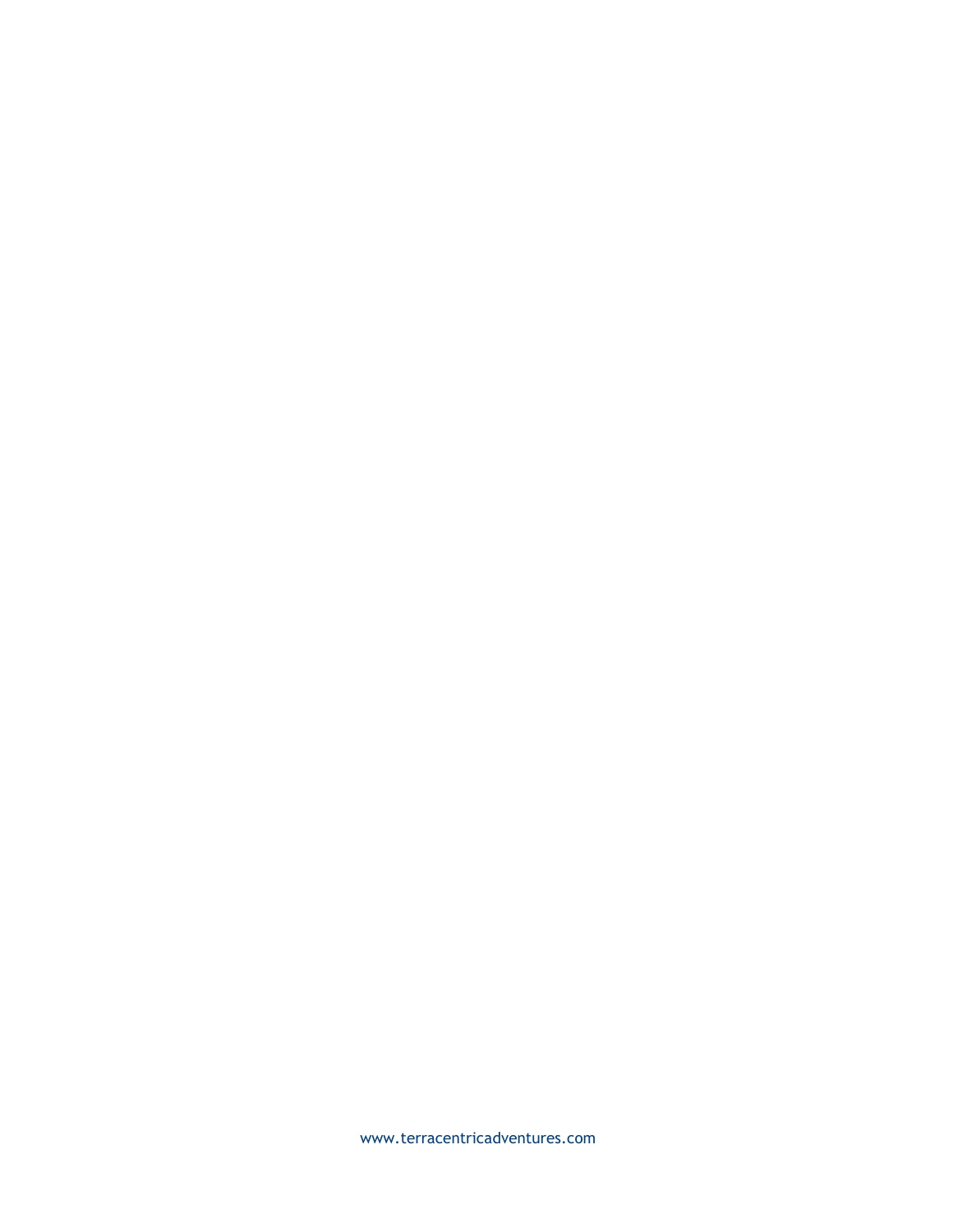www.terracentricadventures.com